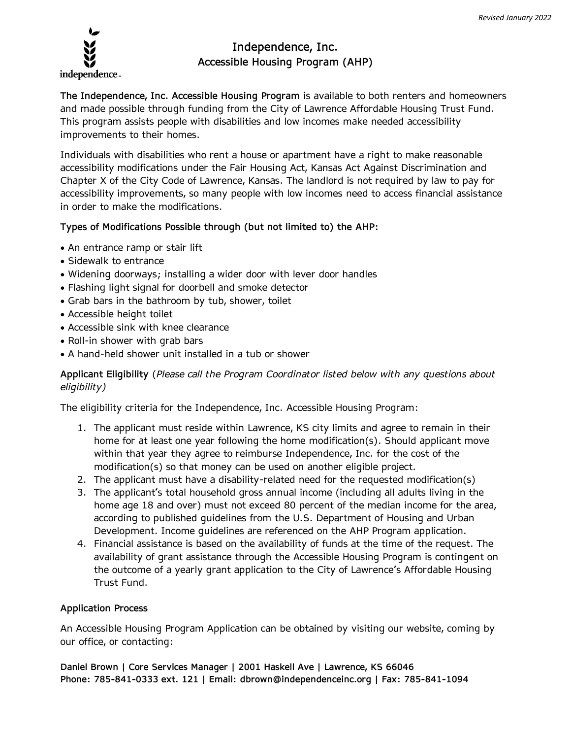*Revised January 2022*

# Independence, Inc.
## Accessible Housing Program (AHP)

**The Independence, Inc. Accessible Housing Program** is available to both renters and homeowners and made possible through funding from the City of Lawrence Affordable Housing Trust Fund. This program assists people with disabilities and low incomes make needed accessibility improvements to their homes.

Individuals with disabilities who rent a house or apartment have a right to make reasonable accessibility modifications under the Fair Housing Act, Kansas Act Against Discrimination and Chapter X of the City Code of Lawrence, Kansas. The landlord is not required by law to pay for accessibility improvements, so many people with low incomes need to access financial assistance in order to make the modifications.

### Types of Modifications Possible through (but not limited to) the AHP:

- An entrance ramp or stair lift
- Sidewalk to entrance
- Widening doorways; installing a wider door with lever door handles
- Flashing light signal for doorbell and smoke detector
- Grab bars in the bathroom by tub, shower, toilet
- Accessible height toilet
- Accessible sink with knee clearance
- Roll-in shower with grab bars
- A hand-held shower unit installed in a tub or shower

### Applicant Eligibility (*Please call the Program Coordinator listed below with any questions about eligibility)*

The eligibility criteria for the Independence, Inc. Accessible Housing Program:

1. The applicant must reside within Lawrence, KS city limits and agree to remain in their home for at least one year following the home modification(s). Should applicant move within that year they agree to reimburse Independence, Inc. for the cost of the modification(s) so that money can be used on another eligible project.
2. The applicant must have a disability-related need for the requested modification(s)
3. The applicant's total household gross annual income (including all adults living in the home age 18 and over) must not exceed 80 percent of the median income for the area, according to published guidelines from the U.S. Department of Housing and Urban Development. Income guidelines are referenced on the AHP Program application.
4. Financial assistance is based on the availability of funds at the time of the request. The availability of grant assistance through the Accessible Housing Program is contingent on the outcome of a yearly grant application to the City of Lawrence's Affordable Housing Trust Fund.

### Application Process

An Accessible Housing Program Application can be obtained by visiting our website, coming by our office, or contacting:

**Daniel Brown | Core Services Manager | 2001 Haskell Ave | Lawrence, KS 66046**
**Phone: 785-841-0333 ext. 121 | Email: dbrown@independenceinc.org | Fax: 785-841-1094**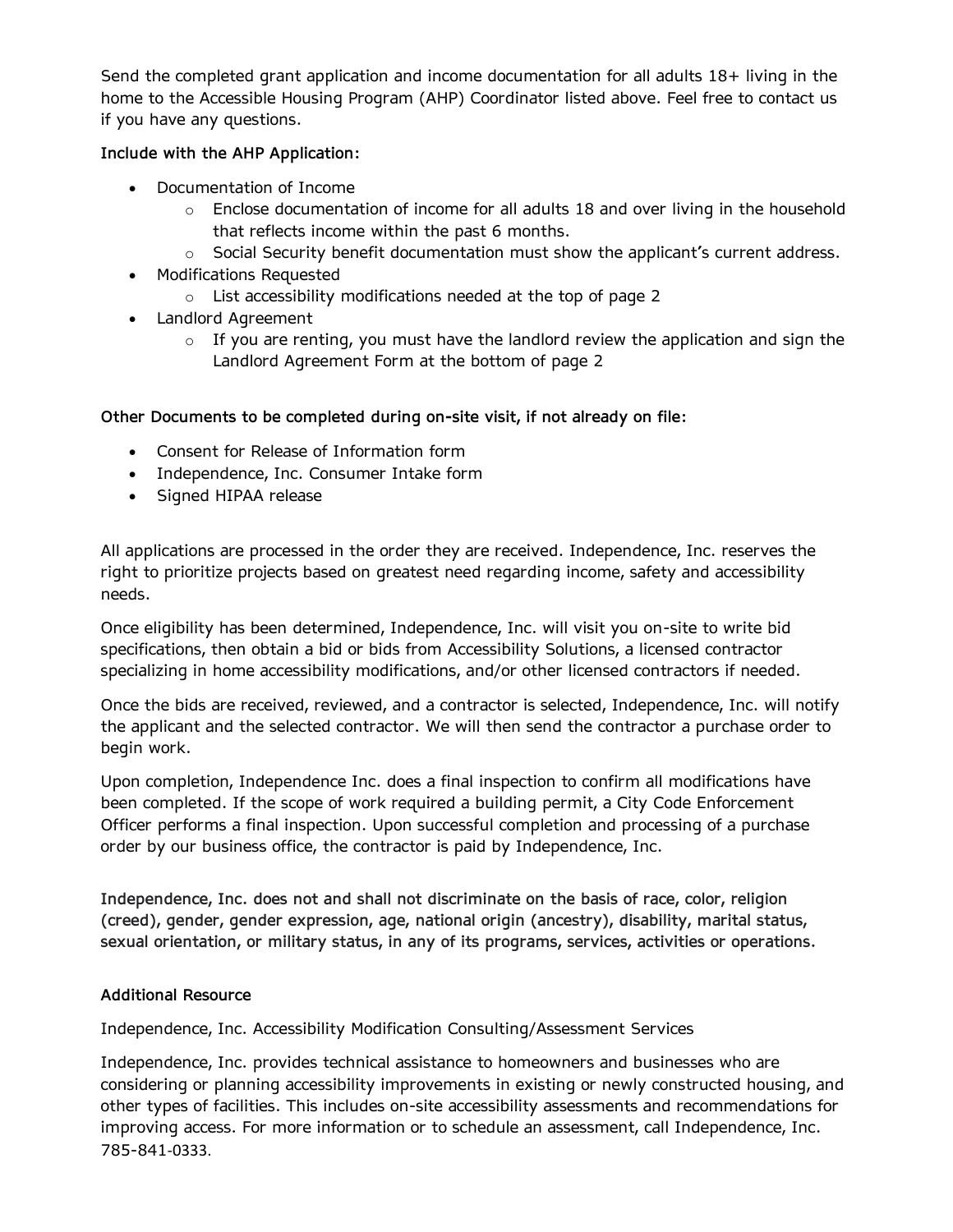Send the completed grant application and income documentation for all adults 18+ living in the home to the Accessible Housing Program (AHP) Coordinator listed above. Feel free to contact us if you have any questions.

**Include with the AHP Application:**

- Documentation of Income
  - Enclose documentation of income for all adults 18 and over living in the household that reflects income within the past 6 months.
  - Social Security benefit documentation must show the applicant's current address.
- Modifications Requested
  - List accessibility modifications needed at the top of page 2
- Landlord Agreement
  - If you are renting, you must have the landlord review the application and sign the Landlord Agreement Form at the bottom of page 2

**Other Documents to be completed during on-site visit, if not already on file:**

- Consent for Release of Information form
- Independence, Inc. Consumer Intake form
- Signed HIPAA release

All applications are processed in the order they are received. Independence, Inc. reserves the right to prioritize projects based on greatest need regarding income, safety and accessibility needs.

Once eligibility has been determined, Independence, Inc. will visit you on-site to write bid specifications, then obtain a bid or bids from Accessibility Solutions, a licensed contractor specializing in home accessibility modifications, and/or other licensed contractors if needed.

Once the bids are received, reviewed, and a contractor is selected, Independence, Inc. will notify the applicant and the selected contractor. We will then send the contractor a purchase order to begin work.

Upon completion, Independence Inc. does a final inspection to confirm all modifications have been completed. If the scope of work required a building permit, a City Code Enforcement Officer performs a final inspection. Upon successful completion and processing of a purchase order by our business office, the contractor is paid by Independence, Inc.

**Independence, Inc. does not and shall not discriminate on the basis of race, color, religion (creed), gender, gender expression, age, national origin (ancestry), disability, marital status, sexual orientation, or military status, in any of its programs, services, activities or operations.**

**Additional Resource**

Independence, Inc. Accessibility Modification Consulting/Assessment Services

Independence, Inc. provides technical assistance to homeowners and businesses who are considering or planning accessibility improvements in existing or newly constructed housing, and other types of facilities. This includes on-site accessibility assessments and recommendations for improving access. For more information or to schedule an assessment, call Independence, Inc. 785-841-0333.